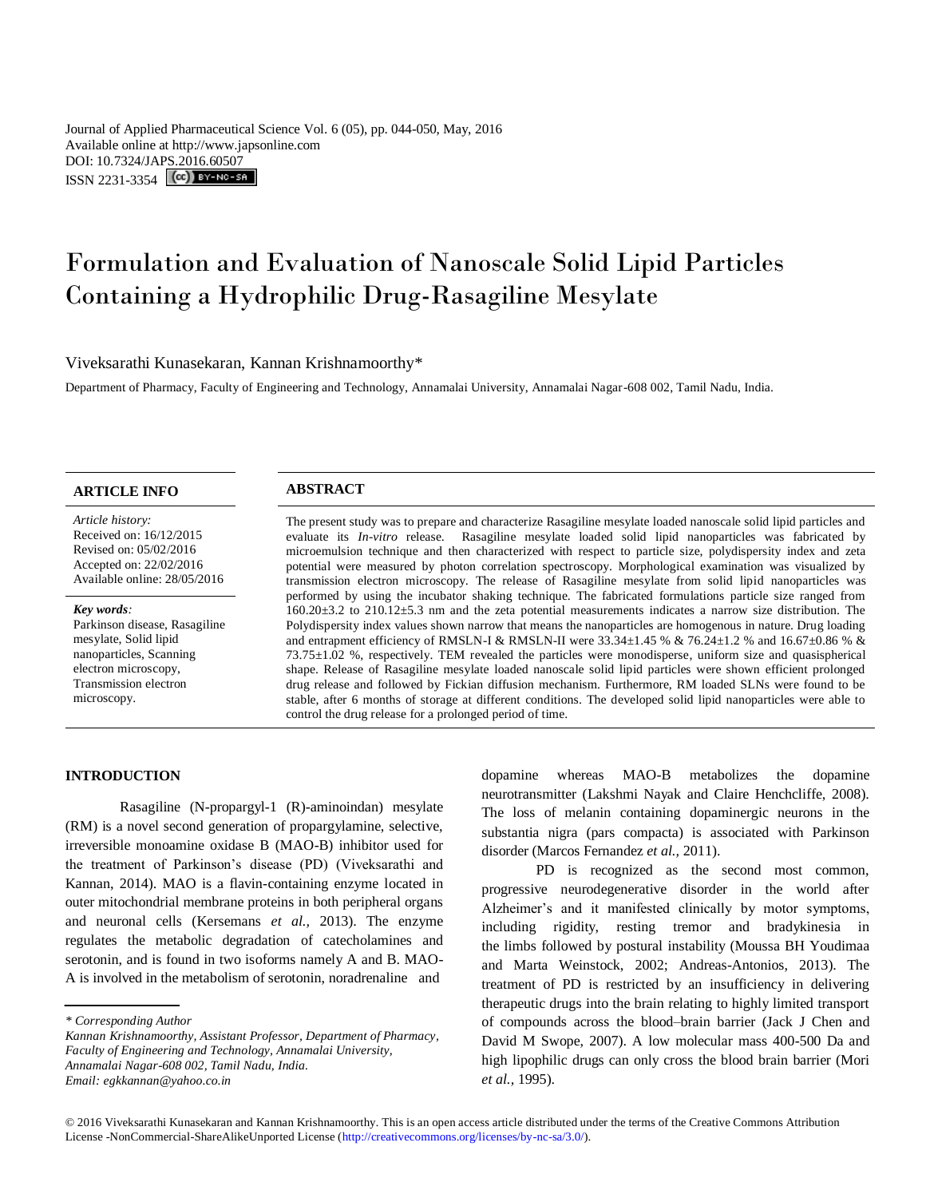Journal of Applied Pharmaceutical Science Vol. 6 (05), pp. 044-050, May, 2016
Available online at http://www.japsonline.com
DOI: 10.7324/JAPS.2016.60507
ISSN 2231-3354

# Formulation and Evaluation of Nanoscale Solid Lipid Particles Containing a Hydrophilic Drug-Rasagiline Mesylate

Viveksarathi Kunasekaran, Kannan Krishnamoorthy*

Department of Pharmacy, Faculty of Engineering and Technology, Annamalai University, Annamalai Nagar-608 002, Tamil Nadu, India.

## ARTICLE INFO

*Article history:*
Received on: 16/12/2015
Revised on: 05/02/2016
Accepted on: 22/02/2016
Available online: 28/05/2016

***Key words:***
Parkinson disease, Rasagiline mesylate, Solid lipid nanoparticles, Scanning electron microscopy, Transmission electron microscopy.

## ABSTRACT

The present study was to prepare and characterize Rasagiline mesylate loaded nanoscale solid lipid particles and evaluate its *In-vitro* release. Rasagiline mesylate loaded solid lipid nanoparticles was fabricated by microemulsion technique and then characterized with respect to particle size, polydispersity index and zeta potential were measured by photon correlation spectroscopy. Morphological examination was visualized by transmission electron microscopy. The release of Rasagiline mesylate from solid lipid nanoparticles was performed by using the incubator shaking technique. The fabricated formulations particle size ranged from 160.20±3.2 to 210.12±5.3 nm and the zeta potential measurements indicates a narrow size distribution. The Polydispersity index values shown narrow that means the nanoparticles are homogenous in nature. Drug loading and entrapment efficiency of RMSLN-I & RMSLN-II were 33.34±1.45 % & 76.24±1.2 % and 16.67±0.86 % & 73.75±1.02 %, respectively. TEM revealed the particles were monodisperse, uniform size and quasispherical shape. Release of Rasagiline mesylate loaded nanoscale solid lipid particles were shown efficient prolonged drug release and followed by Fickian diffusion mechanism. Furthermore, RM loaded SLNs were found to be stable, after 6 months of storage at different conditions. The developed solid lipid nanoparticles were able to control the drug release for a prolonged period of time.

## INTRODUCTION

Rasagiline (N-propargyl-1 (R)-aminoindan) mesylate (RM) is a novel second generation of propargylamine, selective, irreversible monoamine oxidase B (MAO-B) inhibitor used for the treatment of Parkinson's disease (PD) (Viveksarathi and Kannan, 2014). MAO is a flavin-containing enzyme located in outer mitochondrial membrane proteins in both peripheral organs and neuronal cells (Kersemans *et al.,* 2013). The enzyme regulates the metabolic degradation of catecholamines and serotonin, and is found in two isoforms namely A and B. MAO-A is involved in the metabolism of serotonin, noradrenaline and dopamine whereas MAO-B metabolizes the dopamine neurotransmitter (Lakshmi Nayak and Claire Henchcliffe, 2008). The loss of melanin containing dopaminergic neurons in the substantia nigra (pars compacta) is associated with Parkinson disorder (Marcos Fernandez *et al.,* 2011).

PD is recognized as the second most common, progressive neurodegenerative disorder in the world after Alzheimer's and it manifested clinically by motor symptoms, including rigidity, resting tremor and bradykinesia in the limbs followed by postural instability (Moussa BH Youdimaa and Marta Weinstock, 2002; Andreas-Antonios, 2013). The treatment of PD is restricted by an insufficiency in delivering therapeutic drugs into the brain relating to highly limited transport of compounds across the blood–brain barrier (Jack J Chen and David M Swope, 2007). A low molecular mass 400-500 Da and high lipophilic drugs can only cross the blood brain barrier (Mori *et al.,* 1995).

*\* Corresponding Author*
*Kannan Krishnamoorthy, Assistant Professor, Department of Pharmacy, Faculty of Engineering and Technology, Annamalai University, Annamalai Nagar-608 002, Tamil Nadu, India.*
*Email: egkkannan@yahoo.co.in*

© 2016 Viveksarathi Kunasekaran and Kannan Krishnamoorthy. This is an open access article distributed under the terms of the Creative Commons Attribution License -NonCommercial-ShareAlikeUnported License (http://creativecommons.org/licenses/by-nc-sa/3.0/).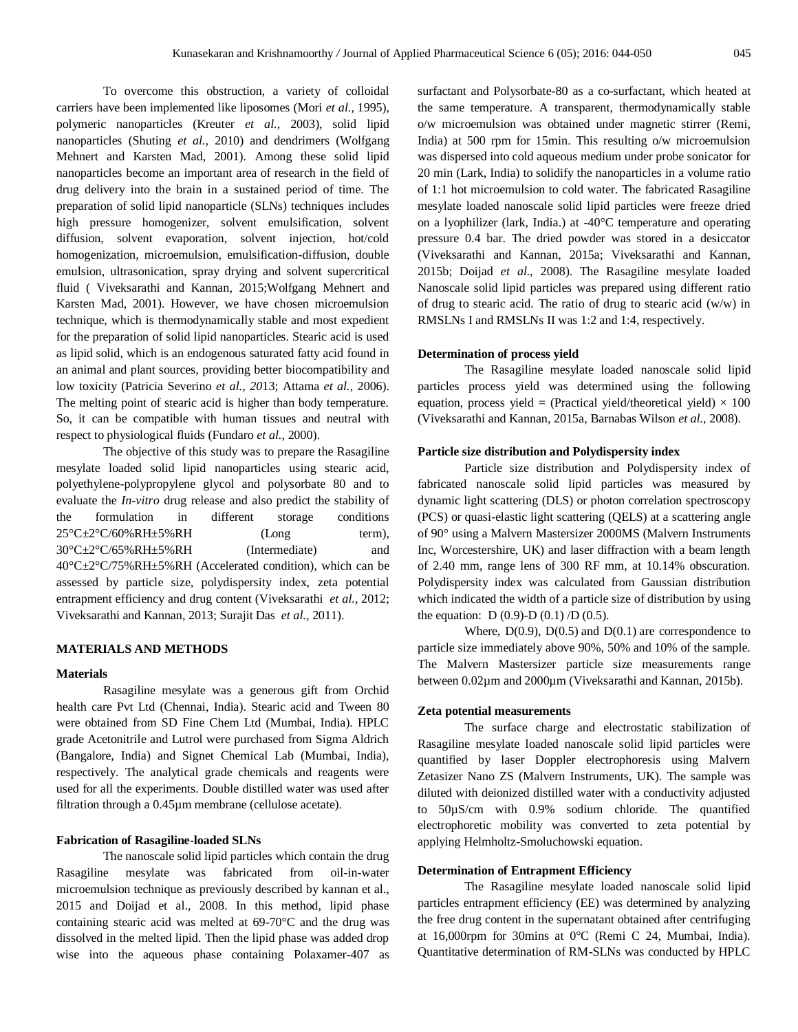To overcome this obstruction, a variety of colloidal carriers have been implemented like liposomes (Mori *et al.,* 1995), polymeric nanoparticles (Kreuter *et al.,* 2003), solid lipid nanoparticles (Shuting *et al.,* 2010) and dendrimers (Wolfgang Mehnert and Karsten Mad, 2001). Among these solid lipid nanoparticles become an important area of research in the field of drug delivery into the brain in a sustained period of time. The preparation of solid lipid nanoparticle (SLNs) techniques includes high pressure homogenizer, solvent emulsification, solvent diffusion, solvent evaporation, solvent injection, hot/cold homogenization, microemulsion, emulsification-diffusion, double emulsion, ultrasonication, spray drying and solvent supercritical fluid ( Viveksarathi and Kannan, 2015;Wolfgang Mehnert and Karsten Mad, 2001). However, we have chosen microemulsion technique, which is thermodynamically stable and most expedient for the preparation of solid lipid nanoparticles. Stearic acid is used as lipid solid, which is an endogenous saturated fatty acid found in an animal and plant sources, providing better biocompatibility and low toxicity (Patricia Severino *et al., 20*13; Attama *et al.,* 2006). The melting point of stearic acid is higher than body temperature. So, it can be compatible with human tissues and neutral with respect to physiological fluids (Fundaro *et al.,* 2000).

The objective of this study was to prepare the Rasagiline mesylate loaded solid lipid nanoparticles using stearic acid, polyethylene-polypropylene glycol and polysorbate 80 and to evaluate the *In-vitro* drug release and also predict the stability of the formulation in different storage conditions 25°C±2°C/60%RH±5%RH (Long term), 30°C±2°C/65%RH±5%RH (Intermediate) and 40°C±2°C/75%RH±5%RH (Accelerated condition), which can be assessed by particle size, polydispersity index, zeta potential entrapment efficiency and drug content (Viveksarathi *et al.,* 2012; Viveksarathi and Kannan, 2013; Surajit Das *et al.,* 2011).

## MATERIALS AND METHODS

### Materials

Rasagiline mesylate was a generous gift from Orchid health care Pvt Ltd (Chennai, India). Stearic acid and Tween 80 were obtained from SD Fine Chem Ltd (Mumbai, India). HPLC grade Acetonitrile and Lutrol were purchased from Sigma Aldrich (Bangalore, India) and Signet Chemical Lab (Mumbai, India), respectively. The analytical grade chemicals and reagents were used for all the experiments. Double distilled water was used after filtration through a 0.45µm membrane (cellulose acetate).

### Fabrication of Rasagiline-loaded SLNs

The nanoscale solid lipid particles which contain the drug Rasagiline mesylate was fabricated from oil-in-water microemulsion technique as previously described by kannan et al., 2015 and Doijad et al., 2008. In this method, lipid phase containing stearic acid was melted at 69-70°C and the drug was dissolved in the melted lipid. Then the lipid phase was added drop wise into the aqueous phase containing Polaxamer-407 as surfactant and Polysorbate-80 as a co-surfactant, which heated at the same temperature. A transparent, thermodynamically stable o/w microemulsion was obtained under magnetic stirrer (Remi, India) at 500 rpm for 15min. This resulting o/w microemulsion was dispersed into cold aqueous medium under probe sonicator for 20 min (Lark, India) to solidify the nanoparticles in a volume ratio of 1:1 hot microemulsion to cold water. The fabricated Rasagiline mesylate loaded nanoscale solid lipid particles were freeze dried on a lyophilizer (lark, India.) at -40°C temperature and operating pressure 0.4 bar. The dried powder was stored in a desiccator (Viveksarathi and Kannan, 2015a; Viveksarathi and Kannan, 2015b; Doijad *et al.,* 2008). The Rasagiline mesylate loaded Nanoscale solid lipid particles was prepared using different ratio of drug to stearic acid. The ratio of drug to stearic acid (w/w) in RMSLNs I and RMSLNs II was 1:2 and 1:4, respectively.

### Determination of process yield

The Rasagiline mesylate loaded nanoscale solid lipid particles process yield was determined using the following equation, process yield = (Practical yield/theoretical yield) × 100 (Viveksarathi and Kannan, 2015a, Barnabas Wilson *et al.,* 2008).

### Particle size distribution and Polydispersity index

Particle size distribution and Polydispersity index of fabricated nanoscale solid lipid particles was measured by dynamic light scattering (DLS) or photon correlation spectroscopy (PCS) or quasi-elastic light scattering (QELS) at a scattering angle of 90° using a Malvern Mastersizer 2000MS (Malvern Instruments Inc, Worcestershire, UK) and laser diffraction with a beam length of 2.40 mm, range lens of 300 RF mm, at 10.14% obscuration. Polydispersity index was calculated from Gaussian distribution which indicated the width of a particle size of distribution by using the equation: D (0.9)-D (0.1) /D (0.5).

Where, D(0.9), D(0.5) and D(0.1) are correspondence to particle size immediately above 90%, 50% and 10% of the sample. The Malvern Mastersizer particle size measurements range between 0.02µm and 2000µm (Viveksarathi and Kannan, 2015b).

### Zeta potential measurements

The surface charge and electrostatic stabilization of Rasagiline mesylate loaded nanoscale solid lipid particles were quantified by laser Doppler electrophoresis using Malvern Zetasizer Nano ZS (Malvern Instruments, UK). The sample was diluted with deionized distilled water with a conductivity adjusted to 50µS/cm with 0.9% sodium chloride. The quantified electrophoretic mobility was converted to zeta potential by applying Helmholtz-Smoluchowski equation.

### Determination of Entrapment Efficiency

The Rasagiline mesylate loaded nanoscale solid lipid particles entrapment efficiency (EE) was determined by analyzing the free drug content in the supernatant obtained after centrifuging at 16,000rpm for 30mins at 0°C (Remi C 24, Mumbai, India). Quantitative determination of RM-SLNs was conducted by HPLC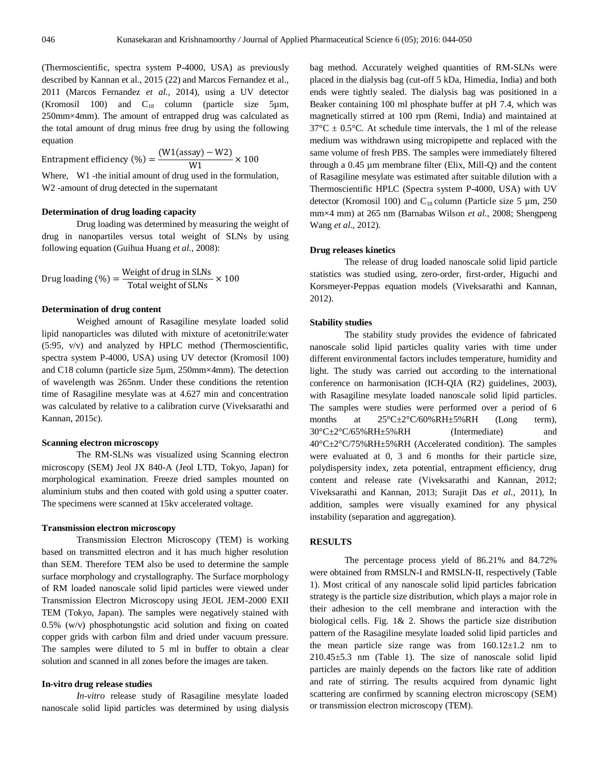(Thermoscientific, spectra system P-4000, USA) as previously described by Kannan et al., 2015 (22) and Marcos Fernandez et al., 2011 (Marcos Fernandez *et al.,* 2014), using a UV detector (Kromosil 100) and $C_{18}$ column (particle size 5µm, 250mm×4mm). The amount of entrapped drug was calculated as the total amount of drug minus free drug by using the following equation

$$\text{Entrapment efficiency (\%)} = \frac{(\text{W1(assay)} - \text{W2})}{\text{W1}} \times 100$$

Where, W1 -the initial amount of drug used in the formulation, W2 -amount of drug detected in the supernatant

#### Determination of drug loading capacity

Drug loading was determined by measuring the weight of drug in nanopartiles versus total weight of SLNs by using following equation (Guihua Huang *et al.,* 2008):

$$\text{Drug loading (\%)} = \frac{\text{Weight of drug in SLNs}}{\text{Total weight of SLNs}} \times 100$$

#### Determination of drug content

Weighed amount of Rasagiline mesylate loaded solid lipid nanoparticles was diluted with mixture of acetonitrile:water (5:95, v/v) and analyzed by HPLC method (Thermoscientific, spectra system P-4000, USA) using UV detector (Kromosil 100) and C18 column (particle size 5µm, 250mm×4mm). The detection of wavelength was 265nm. Under these conditions the retention time of Rasagiline mesylate was at 4.627 min and concentration was calculated by relative to a calibration curve (Viveksarathi and Kannan, 2015c).

#### Scanning electron microscopy

The RM-SLNs was visualized using Scanning electron microscopy (SEM) Jeol JX 840-A (Jeol LTD, Tokyo, Japan) for morphological examination. Freeze dried samples mounted on aluminium stubs and then coated with gold using a sputter coater. The specimens were scanned at 15kv accelerated voltage.

#### Transmission electron microscopy

Transmission Electron Microscopy (TEM) is working based on transmitted electron and it has much higher resolution than SEM. Therefore TEM also be used to determine the sample surface morphology and crystallography. The Surface morphology of RM loaded nanoscale solid lipid particles were viewed under Transmission Electron Microscopy using JEOL JEM-2000 EXII TEM (Tokyo, Japan). The samples were negatively stained with 0.5% (w/v) phosphotungstic acid solution and fixing on coated copper grids with carbon film and dried under vacuum pressure. The samples were diluted to 5 ml in buffer to obtain a clear solution and scanned in all zones before the images are taken.

#### In-vitro drug release studies

*In-vitro* release study of Rasagiline mesylate loaded nanoscale solid lipid particles was determined by using dialysis bag method. Accurately weighed quantities of RM-SLNs were placed in the dialysis bag (cut-off 5 kDa, Himedia, India) and both ends were tightly sealed. The dialysis bag was positioned in a Beaker containing 100 ml phosphate buffer at pH 7.4, which was magnetically stirred at 100 rpm (Remi, India) and maintained at 37°C ± 0.5°C. At schedule time intervals, the 1 ml of the release medium was withdrawn using micropipette and replaced with the same volume of fresh PBS. The samples were immediately filtered through a 0.45 µm membrane filter (Elix, Mill-Q) and the content of Rasagiline mesylate was estimated after suitable dilution with a Thermoscientific HPLC (Spectra system P-4000, USA) with UV detector (Kromosil 100) and $C_{18}$ column (Particle size 5 µm, 250 mm×4 mm) at 265 nm (Barnabas Wilson *et al.,* 2008; Shengpeng Wang *et al.,* 2012).

#### Drug releases kinetics

The release of drug loaded nanoscale solid lipid particle statistics was studied using, zero-order, first-order, Higuchi and Korsmeyer-Peppas equation models (Viveksarathi and Kannan, 2012).

#### Stability studies

The stability study provides the evidence of fabricated nanoscale solid lipid particles quality varies with time under different environmental factors includes temperature, humidity and light. The study was carried out according to the international conference on harmonisation (ICH-QIA (R2) guidelines, 2003), with Rasagiline mesylate loaded nanoscale solid lipid particles. The samples were studies were performed over a period of 6 months at 25°C±2°C/60%RH±5%RH (Long term), 30°C±2°C/65%RH±5%RH (Intermediate) and 40°C±2°C/75%RH±5%RH (Accelerated condition). The samples were evaluated at 0, 3 and 6 months for their particle size, polydispersity index, zeta potential, entrapment efficiency, drug content and release rate (Viveksarathi and Kannan, 2012; Viveksarathi and Kannan, 2013; Surajit Das *et al.,* 2011), In addition, samples were visually examined for any physical instability (separation and aggregation).

### RESULTS

The percentage process yield of 86.21% and 84.72% were obtained from RMSLN-I and RMSLN-II, respectively (Table 1). Most critical of any nanoscale solid lipid particles fabrication strategy is the particle size distribution, which plays a major role in their adhesion to the cell membrane and interaction with the biological cells. Fig. 1& 2. Shows the particle size distribution pattern of the Rasagiline mesylate loaded solid lipid particles and the mean particle size range was from 160.12±1.2 nm to 210.45±5.3 nm (Table 1). The size of nanoscale solid lipid particles are mainly depends on the factors like rate of addition and rate of stirring. The results acquired from dynamic light scattering are confirmed by scanning electron microscopy (SEM) or transmission electron microscopy (TEM).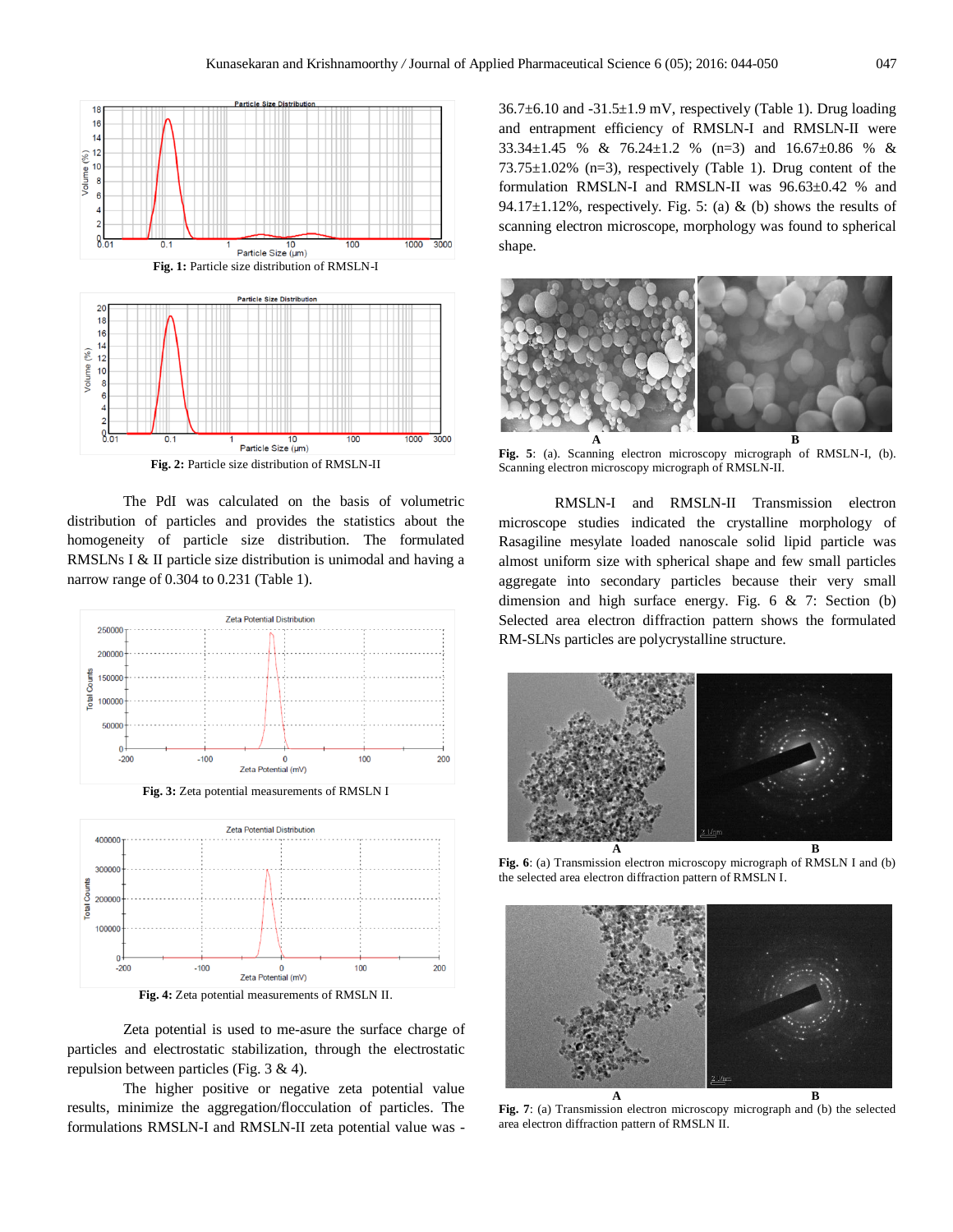**Fig. 1:** Particle size distribution of RMSLN-I

**Fig. 2:** Particle size distribution of RMSLN-II

The PdI was calculated on the basis of volumetric distribution of particles and provides the statistics about the homogeneity of particle size distribution. The formulated RMSLNs I & II particle size distribution is unimodal and having a narrow range of 0.304 to 0.231 (Table 1).

**Fig. 3:** Zeta potential measurements of RMSLN I

**Fig. 4:** Zeta potential measurements of RMSLN II.

Zeta potential is used to me-asure the surface charge of particles and electrostatic stabilization, through the electrostatic repulsion between particles (Fig. 3 & 4).

The higher positive or negative zeta potential value results, minimize the aggregation/flocculation of particles. The formulations RMSLN-I and RMSLN-II zeta potential value was -36.7±6.10 and -31.5±1.9 mV, respectively (Table 1). Drug loading and entrapment efficiency of RMSLN-I and RMSLN-II were 33.34±1.45 % & 76.24±1.2 % (n=3) and 16.67±0.86 % & 73.75±1.02% (n=3), respectively (Table 1). Drug content of the formulation RMSLN-I and RMSLN-II was 96.63±0.42 % and 94.17±1.12%, respectively. Fig. 5: (a) & (b) shows the results of scanning electron microscope, morphology was found to spherical shape.

**Fig. 5**: (a). Scanning electron microscopy micrograph of RMSLN-I, (b). Scanning electron microscopy micrograph of RMSLN-II.

RMSLN-I and RMSLN-II Transmission electron microscope studies indicated the crystalline morphology of Rasagiline mesylate loaded nanoscale solid lipid particle was almost uniform size with spherical shape and few small particles aggregate into secondary particles because their very small dimension and high surface energy. Fig. 6 & 7: Section (b) Selected area electron diffraction pattern shows the formulated RM-SLNs particles are polycrystalline structure.

**Fig. 6**: (a) Transmission electron microscopy micrograph of RMSLN I and (b) the selected area electron diffraction pattern of RMSLN I.

**Fig. 7**: (a) Transmission electron microscopy micrograph and (b) the selected area electron diffraction pattern of RMSLN II.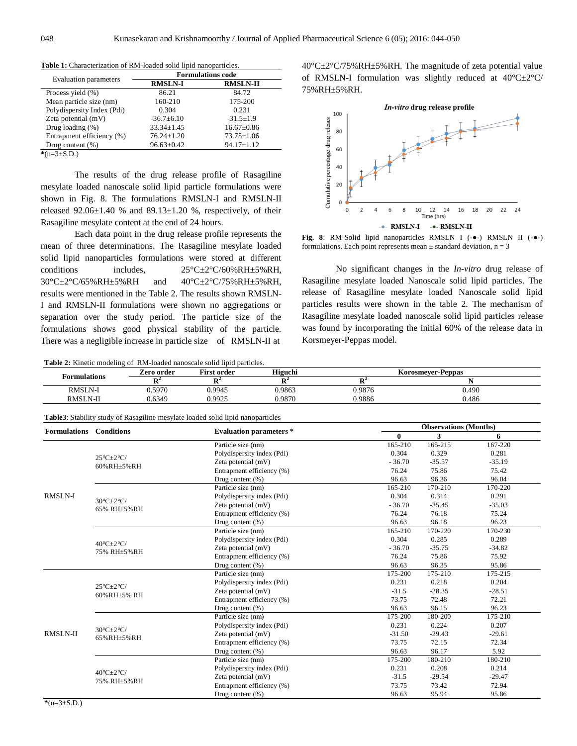**Table 1:** Characterization of RM-loaded solid lipid nanoparticles.

| Evaluation parameters | Formulations code | |
|---|---|---|
| | **RMSLN-I** | **RMSLN-II** |
| Process yield (%) | 86.21 | 84.72 |
| Mean particle size (nm) | 160-210 | 175-200 |
| Polydispersity Index (Pdi) | 0.304 | 0.231 |
| Zeta potential (mV) | -36.7±6.10 | -31.5±1.9 |
| Drug loading (%) | 33.34±1.45 | 16.67±0.86 |
| Entrapment efficiency (%) | 76.24±1.20 | 73.75±1.06 |
| Drug content (%) | 96.63±0.42 | 94.17±1.12 |

*(n=3±S.D.)

The results of the drug release profile of Rasagiline mesylate loaded nanoscale solid lipid particle formulations were shown in Fig. 8. The formulations RMSLN-I and RMSLN-II released 92.06±1.40 % and 89.13±1.20 %, respectively, of their Rasagiline mesylate content at the end of 24 hours.

Each data point in the drug release profile represents the mean of three determinations. The Rasagiline mesylate loaded solid lipid nanoparticles formulations were stored at different conditions includes, 25°C±2°C/60%RH±5%RH, 30°C±2°C/65%RH±5%RH and 40°C±2°C/75%RH±5%RH, results were mentioned in the Table 2. The results shown RMSLN-I and RMSLN-II formulations were shown no aggregations or separation over the study period. The particle size of the formulations shows good physical stability of the particle. There was a negligible increase in particle size of RMSLN-II at 40°C±2°C/75%RH±5%RH. The magnitude of zeta potential value of RMSLN-I formulation was slightly reduced at 40°C±2°C/ 75%RH±5%RH.

**Fig. 8**: RM-Solid lipid nanoparticles RMSLN I (-●-) RMSLN II (-●-) formulations. Each point represents mean ± standard deviation, n = 3

No significant changes in the *In-vitro* drug release of Rasagiline mesylate loaded Nanoscale solid lipid particles. The release of Rasagiline mesylate loaded Nanoscale solid lipid particles results were shown in the table 2. The mechanism of Rasagiline mesylate loaded nanoscale solid lipid particles release was found by incorporating the initial 60% of the release data in Korsmeyer-Peppas model.

**Table 2:** Kinetic modeling of RM-loaded nanoscale solid lipid particles.

| Formulations | Zero order | First order | Higuchi | Korosmeyer-Peppas | |
|---|---|---|---|---|---|
| | $R^2$ | $R^2$ | $R^2$ | $R^2$ | N |
| RMSLN-I | 0.5970 | 0.9945 | 0.9863 | 0.9876 | 0.490 |
| RMSLN-II | 0.6349 | 0.9925 | 0.9870 | 0.9886 | 0.486 |

**Table3**: Stability study of Rasagiline mesylate loaded solid lipid nanoparticles

| Formulations | Conditions | Evaluation parameters * | Observations (Months) | | |
|---|---|---|---|---|---|
| | | | 0 | 3 | 6 |
| RMSLN-I | 25°C±2°C/ 60%RH±5%RH | Particle size (nm) | 165-210 | 165-215 | 167-220 |
| | | Polydispersity index (Pdi) | 0.304 | 0.329 | 0.281 |
| | | Zeta potential (mV) | - 36.70 | -35.57 | -35.19 |
| | | Entrapment efficiency (%) | 76.24 | 75.86 | 75.42 |
| | | Drug content (%) | 96.63 | 96.36 | 96.04 |
| | 30°C±2°C/ 65% RH±5%RH | Particle size (nm) | 165-210 | 170-210 | 170-220 |
| | | Polydispersity index (Pdi) | 0.304 | 0.314 | 0.291 |
| | | Zeta potential (mV) | - 36.70 | -35.45 | -35.03 |
| | | Entrapment efficiency (%) | 76.24 | 76.18 | 75.24 |
| | | Drug content (%) | 96.63 | 96.18 | 96.23 |
| | 40°C±2°C/ 75% RH±5%RH | Particle size (nm) | 165-210 | 170-220 | 170-230 |
| | | Polydispersity index (Pdi) | 0.304 | 0.285 | 0.289 |
| | | Zeta potential (mV) | - 36.70 | -35.75 | -34.82 |
| | | Entrapment efficiency (%) | 76.24 | 75.86 | 75.92 |
| | | Drug content (%) | 96.63 | 96.35 | 95.86 |
| RMSLN-II | 25°C±2°C/ 60%RH±5% RH | Particle size (nm) | 175-200 | 175-210 | 175-215 |
| | | Polydispersity index (Pdi) | 0.231 | 0.218 | 0.204 |
| | | Zeta potential (mV) | -31.5 | -28.35 | -28.51 |
| | | Entrapment efficiency (%) | 73.75 | 72.48 | 72.21 |
| | | Drug content (%) | 96.63 | 96.15 | 96.23 |
| | 30°C±2°C/ 65%RH±5%RH | Particle size (nm) | 175-200 | 180-200 | 175-210 |
| | | Polydispersity index (Pdi) | 0.231 | 0.224 | 0.207 |
| | | Zeta potential (mV) | -31.50 | -29.43 | -29.61 |
| | | Entrapment efficiency (%) | 73.75 | 72.15 | 72.34 |
| | | Drug content (%) | 96.63 | 96.17 | 5.92 |
| | 40°C±2°C/ 75% RH±5%RH | Particle size (nm) | 175-200 | 180-210 | 180-210 |
| | | Polydispersity index (Pdi) | 0.231 | 0.208 | 0.214 |
| | | Zeta potential (mV) | -31.5 | -29.54 | -29.47 |
| | | Entrapment efficiency (%) | 73.75 | 73.42 | 72.94 |
| | | Drug content (%) | 96.63 | 95.94 | 95.86 |

*(n=3±S.D.)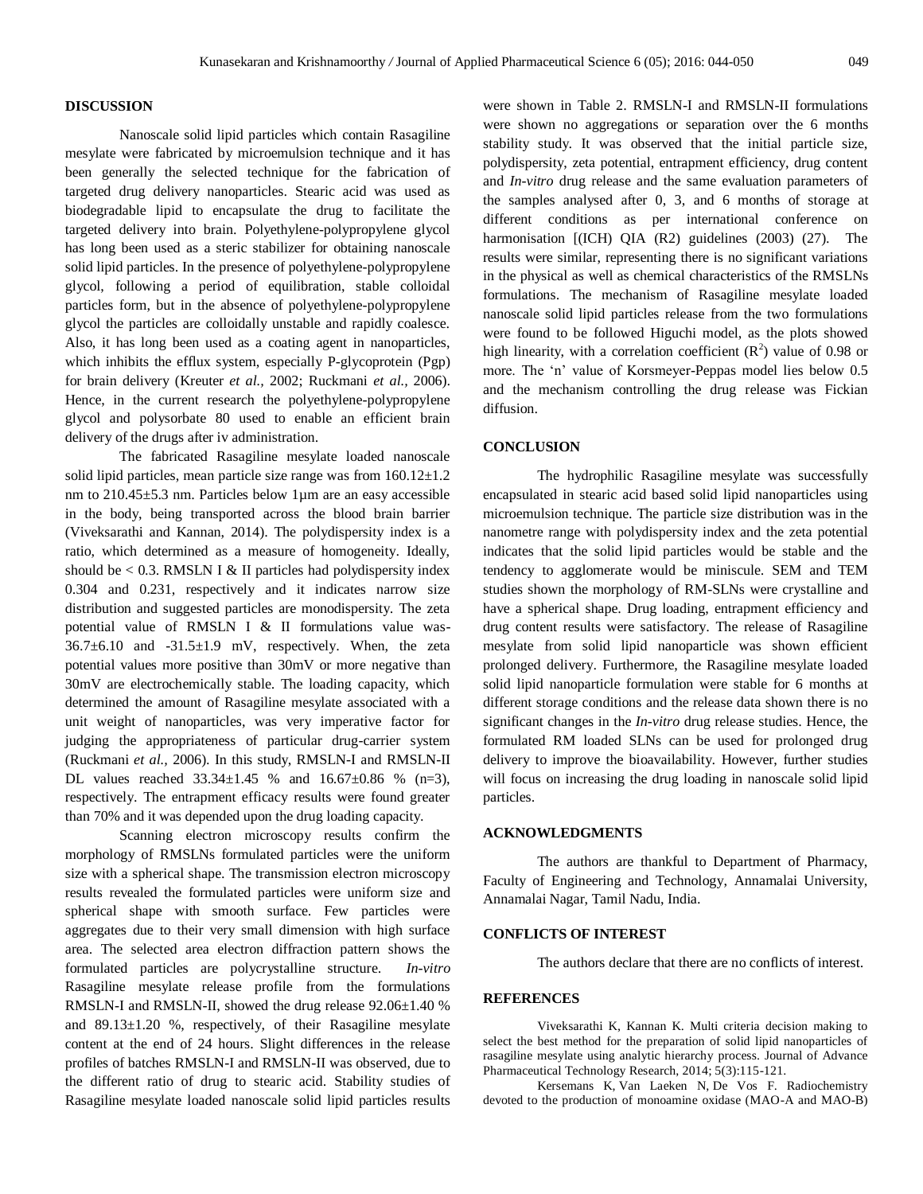## DISCUSSION

Nanoscale solid lipid particles which contain Rasagiline mesylate were fabricated by microemulsion technique and it has been generally the selected technique for the fabrication of targeted drug delivery nanoparticles. Stearic acid was used as biodegradable lipid to encapsulate the drug to facilitate the targeted delivery into brain. Polyethylene-polypropylene glycol has long been used as a steric stabilizer for obtaining nanoscale solid lipid particles. In the presence of polyethylene-polypropylene glycol, following a period of equilibration, stable colloidal particles form, but in the absence of polyethylene-polypropylene glycol the particles are colloidally unstable and rapidly coalesce. Also, it has long been used as a coating agent in nanoparticles, which inhibits the efflux system, especially P-glycoprotein (Pgp) for brain delivery (Kreuter *et al.,* 2002; Ruckmani *et al.,* 2006). Hence, in the current research the polyethylene-polypropylene glycol and polysorbate 80 used to enable an efficient brain delivery of the drugs after iv administration.

The fabricated Rasagiline mesylate loaded nanoscale solid lipid particles, mean particle size range was from 160.12±1.2 nm to 210.45±5.3 nm. Particles below 1µm are an easy accessible in the body, being transported across the blood brain barrier (Viveksarathi and Kannan, 2014). The polydispersity index is a ratio, which determined as a measure of homogeneity. Ideally, should be < 0.3. RMSLN I & II particles had polydispersity index 0.304 and 0.231, respectively and it indicates narrow size distribution and suggested particles are monodispersity. The zeta potential value of RMSLN I & II formulations value was-36.7±6.10 and -31.5±1.9 mV, respectively. When, the zeta potential values more positive than 30mV or more negative than 30mV are electrochemically stable. The loading capacity, which determined the amount of Rasagiline mesylate associated with a unit weight of nanoparticles, was very imperative factor for judging the appropriateness of particular drug-carrier system (Ruckmani *et al.,* 2006). In this study, RMSLN-I and RMSLN-II DL values reached 33.34±1.45 % and 16.67±0.86 % (n=3), respectively. The entrapment efficacy results were found greater than 70% and it was depended upon the drug loading capacity.

Scanning electron microscopy results confirm the morphology of RMSLNs formulated particles were the uniform size with a spherical shape. The transmission electron microscopy results revealed the formulated particles were uniform size and spherical shape with smooth surface. Few particles were aggregates due to their very small dimension with high surface area. The selected area electron diffraction pattern shows the formulated particles are polycrystalline structure. *In-vitro* Rasagiline mesylate release profile from the formulations RMSLN-I and RMSLN-II, showed the drug release 92.06±1.40 % and 89.13±1.20 %, respectively, of their Rasagiline mesylate content at the end of 24 hours. Slight differences in the release profiles of batches RMSLN-I and RMSLN-II was observed, due to the different ratio of drug to stearic acid. Stability studies of Rasagiline mesylate loaded nanoscale solid lipid particles results were shown in Table 2. RMSLN-I and RMSLN-II formulations were shown no aggregations or separation over the 6 months stability study. It was observed that the initial particle size, polydispersity, zeta potential, entrapment efficiency, drug content and *In-vitro* drug release and the same evaluation parameters of the samples analysed after 0, 3, and 6 months of storage at different conditions as per international conference on harmonisation [(ICH) QIA (R2) guidelines (2003) (27). The results were similar, representing there is no significant variations in the physical as well as chemical characteristics of the RMSLNs formulations. The mechanism of Rasagiline mesylate loaded nanoscale solid lipid particles release from the two formulations were found to be followed Higuchi model, as the plots showed high linearity, with a correlation coefficient ($R^2$) value of 0.98 or more. The 'n' value of Korsmeyer-Peppas model lies below 0.5 and the mechanism controlling the drug release was Fickian diffusion.

## CONCLUSION

The hydrophilic Rasagiline mesylate was successfully encapsulated in stearic acid based solid lipid nanoparticles using microemulsion technique. The particle size distribution was in the nanometre range with polydispersity index and the zeta potential indicates that the solid lipid particles would be stable and the tendency to agglomerate would be miniscule. SEM and TEM studies shown the morphology of RM-SLNs were crystalline and have a spherical shape. Drug loading, entrapment efficiency and drug content results were satisfactory. The release of Rasagiline mesylate from solid lipid nanoparticle was shown efficient prolonged delivery. Furthermore, the Rasagiline mesylate loaded solid lipid nanoparticle formulation were stable for 6 months at different storage conditions and the release data shown there is no significant changes in the *In-vitro* drug release studies. Hence, the formulated RM loaded SLNs can be used for prolonged drug delivery to improve the bioavailability. However, further studies will focus on increasing the drug loading in nanoscale solid lipid particles.

## ACKNOWLEDGMENTS

The authors are thankful to Department of Pharmacy, Faculty of Engineering and Technology, Annamalai University, Annamalai Nagar, Tamil Nadu, India.

## CONFLICTS OF INTEREST

The authors declare that there are no conflicts of interest.

## REFERENCES

Viveksarathi K, Kannan K. Multi criteria decision making to select the best method for the preparation of solid lipid nanoparticles of rasagiline mesylate using analytic hierarchy process. Journal of Advance Pharmaceutical Technology Research, 2014; 5(3):115-121.

Kersemans K, Van Laeken N, De Vos F. Radiochemistry devoted to the production of monoamine oxidase (MAO-A and MAO-B)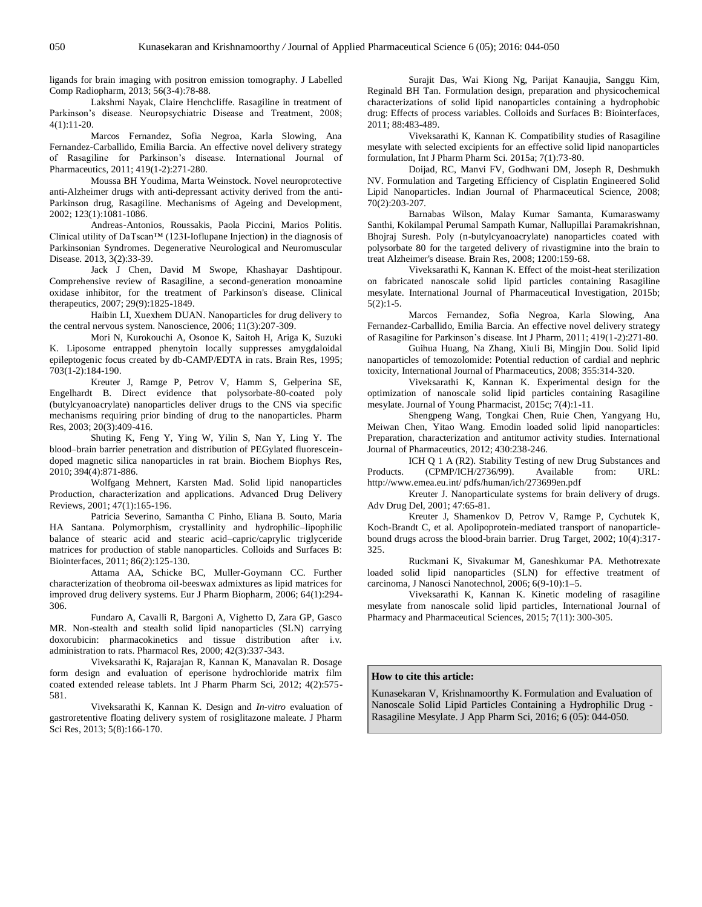ligands for brain imaging with positron emission tomography. J Labelled Comp Radiopharm, 2013; 56(3-4):78-88.

Lakshmi Nayak, Claire Henchcliffe. Rasagiline in treatment of Parkinson's disease. Neuropsychiatric Disease and Treatment, 2008; 4(1):11-20.

Marcos Fernandez, Sofia Negroa, Karla Slowing, Ana Fernandez-Carballido, Emilia Barcia. An effective novel delivery strategy of Rasagiline for Parkinson's disease. International Journal of Pharmaceutics, 2011; 419(1-2):271-280.

Moussa BH Youdima, Marta Weinstock. Novel neuroprotective anti-Alzheimer drugs with anti-depressant activity derived from the anti-Parkinson drug, Rasagiline. Mechanisms of Ageing and Development, 2002; 123(1):1081-1086.

Andreas-Antonios, Roussakis, Paola Piccini, Marios Politis. Clinical utility of DaTscan™ (123I-Ioflupane Injection) in the diagnosis of Parkinsonian Syndromes. Degenerative Neurological and Neuromuscular Disease. 2013, 3(2):33-39.

Jack J Chen, David M Swope, Khashayar Dashtipour. Comprehensive review of Rasagiline, a second-generation monoamine oxidase inhibitor, for the treatment of Parkinson's disease. Clinical therapeutics, 2007; 29(9):1825-1849.

Haibin LI, Xuexhem DUAN. Nanoparticles for drug delivery to the central nervous system. Nanoscience, 2006; 11(3):207-309.

Mori N, Kurokouchi A, Osonoe K, Saitoh H, Ariga K, Suzuki K. Liposome entrapped phenytoin locally suppresses amygdaloidal epileptogenic focus created by db-CAMP/EDTA in rats. Brain Res, 1995; 703(1-2):184-190.

Kreuter J, Ramge P, Petrov V, Hamm S, Gelperina SE, Engelhardt B. Direct evidence that polysorbate-80-coated poly (butylcyanoacrylate) nanoparticles deliver drugs to the CNS via specific mechanisms requiring prior binding of drug to the nanoparticles. Pharm Res, 2003; 20(3):409-416.

Shuting K, Feng Y, Ying W, Yilin S, Nan Y, Ling Y. The blood–brain barrier penetration and distribution of PEGylated fluorescein-doped magnetic silica nanoparticles in rat brain. Biochem Biophys Res, 2010; 394(4):871-886.

Wolfgang Mehnert, Karsten Mad. Solid lipid nanoparticles Production, characterization and applications. Advanced Drug Delivery Reviews, 2001; 47(1):165-196.

Patricia Severino, Samantha C Pinho, Eliana B. Souto, Maria HA Santana. Polymorphism, crystallinity and hydrophilic–lipophilic balance of stearic acid and stearic acid–capric/caprylic triglyceride matrices for production of stable nanoparticles. Colloids and Surfaces B: Biointerfaces, 2011; 86(2):125-130.

Attama AA, Schicke BC, Muller-Goymann CC. Further characterization of theobroma oil-beeswax admixtures as lipid matrices for improved drug delivery systems. Eur J Pharm Biopharm, 2006; 64(1):294-306.

Fundaro A, Cavalli R, Bargoni A, Vighetto D, Zara GP, Gasco MR. Non-stealth and stealth solid lipid nanoparticles (SLN) carrying doxorubicin: pharmacokinetics and tissue distribution after i.v. administration to rats. Pharmacol Res, 2000; 42(3):337-343.

Viveksarathi K, Rajarajan R, Kannan K, Manavalan R. Dosage form design and evaluation of eperisone hydrochloride matrix film coated extended release tablets. Int J Pharm Pharm Sci, 2012; 4(2):575-581.

Viveksarathi K, Kannan K. Design and *In-vitro* evaluation of gastroretentive floating delivery system of rosiglitazone maleate. J Pharm Sci Res, 2013; 5(8):166-170.

Surajit Das, Wai Kiong Ng, Parijat Kanaujia, Sanggu Kim, Reginald BH Tan. Formulation design, preparation and physicochemical characterizations of solid lipid nanoparticles containing a hydrophobic drug: Effects of process variables. Colloids and Surfaces B: Biointerfaces, 2011; 88:483-489.

Viveksarathi K, Kannan K. Compatibility studies of Rasagiline mesylate with selected excipients for an effective solid lipid nanoparticles formulation, Int J Pharm Pharm Sci. 2015a; 7(1):73-80.

Doijad, RC, Manvi FV, Godhwani DM, Joseph R, Deshmukh NV. Formulation and Targeting Efficiency of Cisplatin Engineered Solid Lipid Nanoparticles. Indian Journal of Pharmaceutical Science, 2008; 70(2):203-207.

Barnabas Wilson, Malay Kumar Samanta, Kumaraswamy Santhi, Kokilampal Perumal Sampath Kumar, Nallupillai Paramakrishnan, Bhojraj Suresh. Poly (n-butylcyanoacrylate) nanoparticles coated with polysorbate 80 for the targeted delivery of rivastigmine into the brain to treat Alzheimer's disease. Brain Res, 2008; 1200:159-68.

Viveksarathi K, Kannan K. Effect of the moist-heat sterilization on fabricated nanoscale solid lipid particles containing Rasagiline mesylate. International Journal of Pharmaceutical Investigation, 2015b; 5(2):1-5.

Marcos Fernandez, Sofia Negroa, Karla Slowing, Ana Fernandez-Carballido, Emilia Barcia. An effective novel delivery strategy of Rasagiline for Parkinson's disease. Int J Pharm, 2011; 419(1-2):271-80.

Guihua Huang, Na Zhang, Xiuli Bi, Mingjin Dou. Solid lipid nanoparticles of temozolomide: Potential reduction of cardial and nephric toxicity, International Journal of Pharmaceutics, 2008; 355:314-320.

Viveksarathi K, Kannan K. Experimental design for the optimization of nanoscale solid lipid particles containing Rasagiline mesylate. Journal of Young Pharmacist, 2015c; 7(4):1-11.

Shengpeng Wang, Tongkai Chen, Ruie Chen, Yangyang Hu, Meiwan Chen, Yitao Wang. Emodin loaded solid lipid nanoparticles: Preparation, characterization and antitumor activity studies. International Journal of Pharmaceutics, 2012; 430:238-246.

ICH Q 1 A (R2). Stability Testing of new Drug Substances and Products. (CPMP/ICH/2736/99). Available from: URL: http://www.emea.eu.int/ pdfs/human/ich/273699en.pdf

Kreuter J. Nanoparticulate systems for brain delivery of drugs. Adv Drug Del, 2001; 47:65-81.

Kreuter J, Shamenkov D, Petrov V, Ramge P, Cychutek K, Koch-Brandt C, et al. Apolipoprotein-mediated transport of nanoparticle-bound drugs across the blood-brain barrier. Drug Target, 2002; 10(4):317-325.

Ruckmani K, Sivakumar M, Ganeshkumar PA. Methotrexate loaded solid lipid nanoparticles (SLN) for effective treatment of carcinoma, J Nanosci Nanotechnol, 2006; 6(9-10):1–5.

Viveksarathi K, Kannan K. Kinetic modeling of rasagiline mesylate from nanoscale solid lipid particles, International Journal of Pharmacy and Pharmaceutical Sciences, 2015; 7(11): 300-305.

**How to cite this article:**

Kunasekaran V, Krishnamoorthy K. Formulation and Evaluation of Nanoscale Solid Lipid Particles Containing a Hydrophilic Drug - Rasagiline Mesylate. J App Pharm Sci, 2016; 6 (05): 044-050.